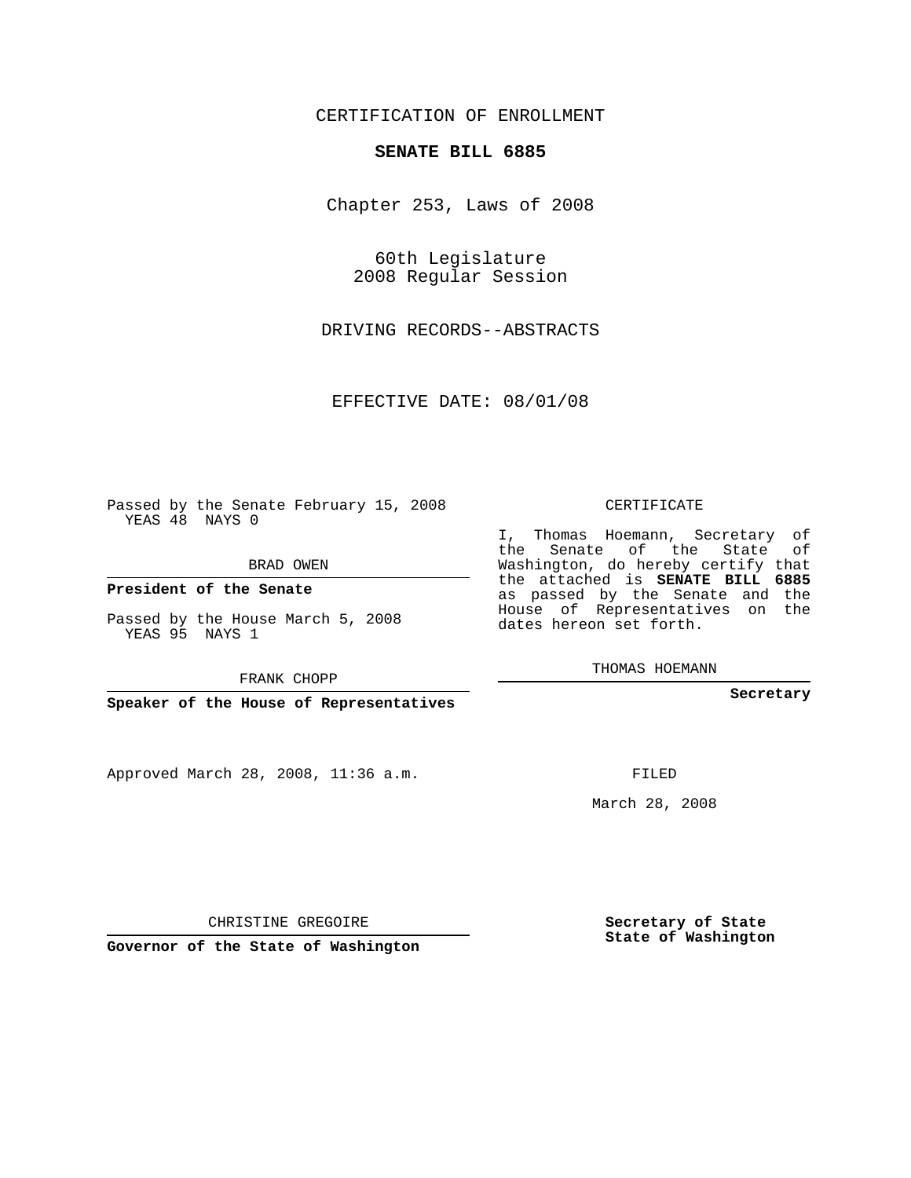CERTIFICATION OF ENROLLMENT

**SENATE BILL 6885**

Chapter 253, Laws of 2008

60th Legislature
2008 Regular Session

DRIVING RECORDS--ABSTRACTS

EFFECTIVE DATE: 08/01/08

Passed by the Senate February 15, 2008
YEAS 48 NAYS 0

BRAD OWEN

**President of the Senate**

Passed by the House March 5, 2008
YEAS 95 NAYS 1

FRANK CHOPP

**Speaker of the House of Representatives**

Approved March 28, 2008, 11:36 a.m.

CHRISTINE GREGOIRE

**Governor of the State of Washington**

CERTIFICATE

I, Thomas Hoemann, Secretary of the Senate of the State of Washington, do hereby certify that the attached is **SENATE BILL 6885** as passed by the Senate and the House of Representatives on the dates hereon set forth.

THOMAS HOEMANN

**Secretary**

FILED

March 28, 2008

**Secretary of State**
**State of Washington**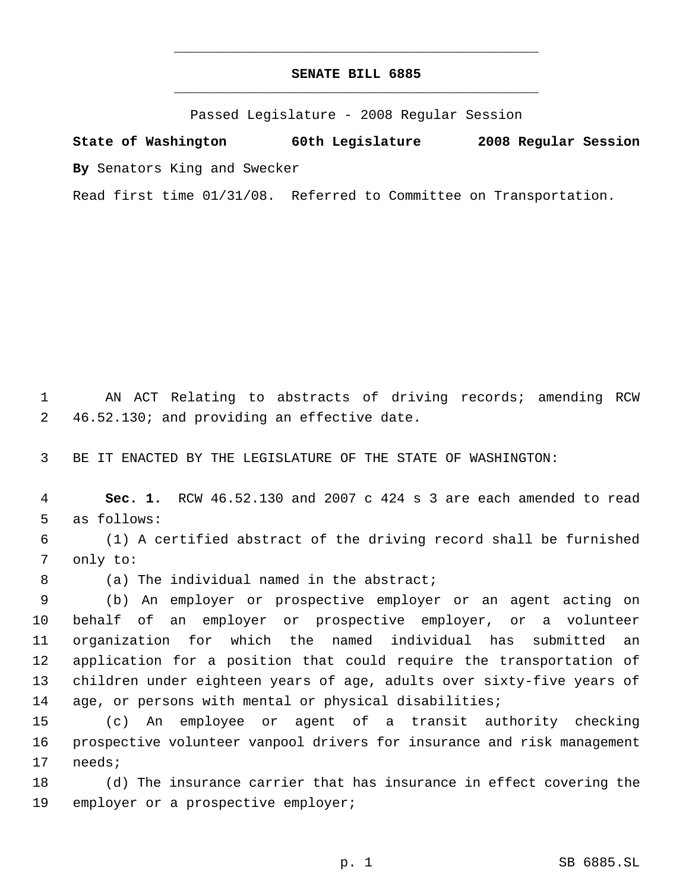# SENATE BILL 6885

Passed Legislature - 2008 Regular Session

**State of Washington 60th Legislature 2008 Regular Session**

**By** Senators King and Swecker

Read first time 01/31/08. Referred to Committee on Transportation.

AN ACT Relating to abstracts of driving records; amending RCW 46.52.130; and providing an effective date.

BE IT ENACTED BY THE LEGISLATURE OF THE STATE OF WASHINGTON:

**Sec. 1.** RCW 46.52.130 and 2007 c 424 s 3 are each amended to read as follows:

(1) A certified abstract of the driving record shall be furnished only to:

(a) The individual named in the abstract;

(b) An employer or prospective employer or an agent acting on behalf of an employer or prospective employer, or a volunteer organization for which the named individual has submitted an application for a position that could require the transportation of children under eighteen years of age, adults over sixty-five years of age, or persons with mental or physical disabilities;

(c) An employee or agent of a transit authority checking prospective volunteer vanpool drivers for insurance and risk management needs;

(d) The insurance carrier that has insurance in effect covering the employer or a prospective employer;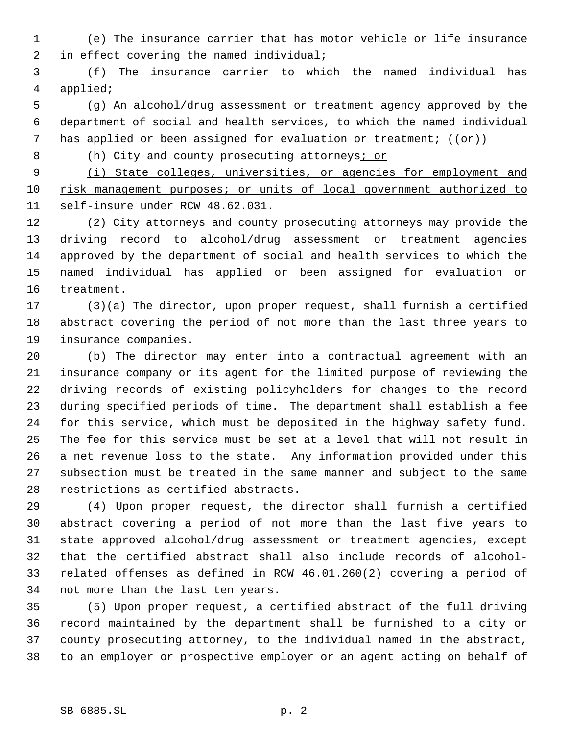(e) The insurance carrier that has motor vehicle or life insurance in effect covering the named individual;

(f) The insurance carrier to which the named individual has applied;

(g) An alcohol/drug assessment or treatment agency approved by the department of social and health services, to which the named individual has applied or been assigned for evaluation or treatment; ((~~or~~))

(h) City and county prosecuting attorneys<u>; or</u>

<u>(i) State colleges, universities, or agencies for employment and risk management purposes; or units of local government authorized to self-insure under RCW 48.62.031</u>.

(2) City attorneys and county prosecuting attorneys may provide the driving record to alcohol/drug assessment or treatment agencies approved by the department of social and health services to which the named individual has applied or been assigned for evaluation or treatment.

(3)(a) The director, upon proper request, shall furnish a certified abstract covering the period of not more than the last three years to insurance companies.

(b) The director may enter into a contractual agreement with an insurance company or its agent for the limited purpose of reviewing the driving records of existing policyholders for changes to the record during specified periods of time. The department shall establish a fee for this service, which must be deposited in the highway safety fund. The fee for this service must be set at a level that will not result in a net revenue loss to the state. Any information provided under this subsection must be treated in the same manner and subject to the same restrictions as certified abstracts.

(4) Upon proper request, the director shall furnish a certified abstract covering a period of not more than the last five years to state approved alcohol/drug assessment or treatment agencies, except that the certified abstract shall also include records of alcohol-related offenses as defined in RCW 46.01.260(2) covering a period of not more than the last ten years.

(5) Upon proper request, a certified abstract of the full driving record maintained by the department shall be furnished to a city or county prosecuting attorney, to the individual named in the abstract, to an employer or prospective employer or an agent acting on behalf of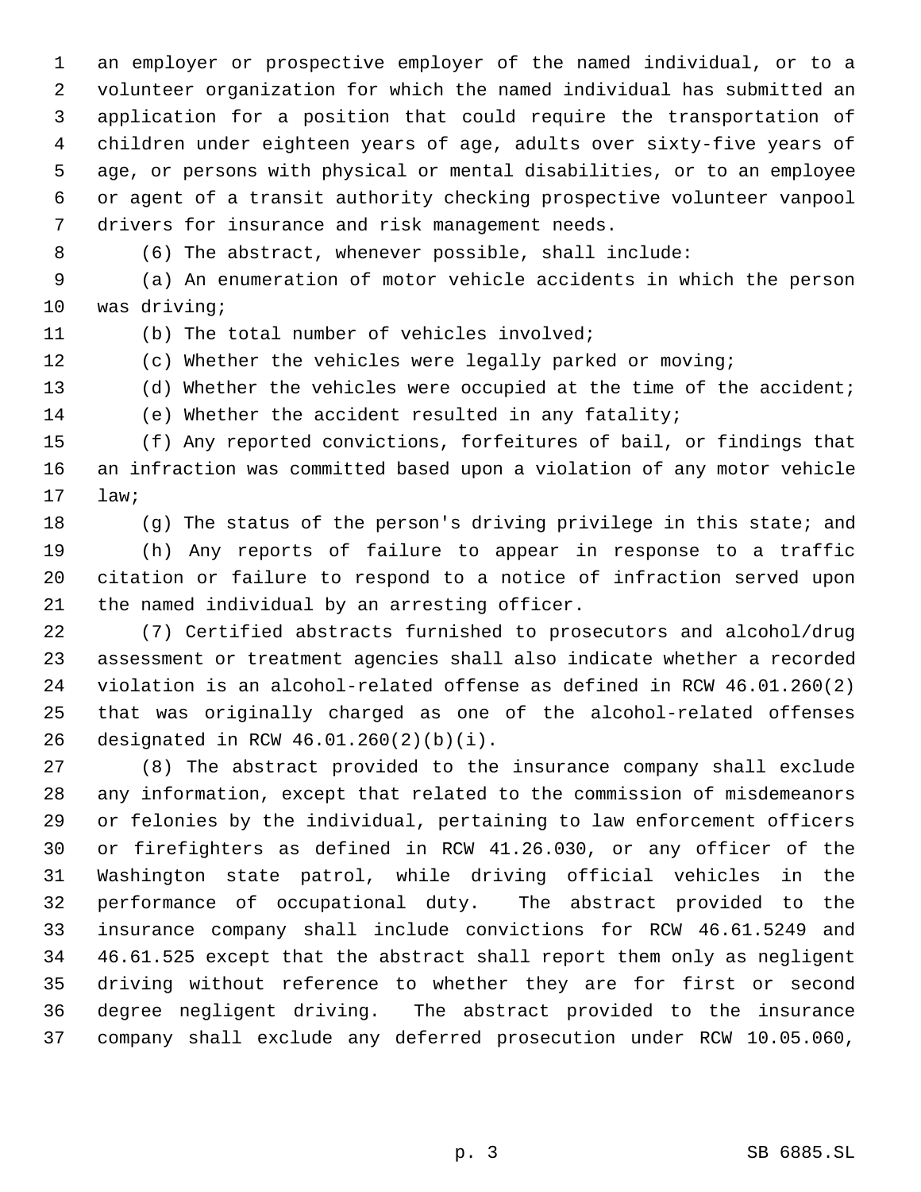an employer or prospective employer of the named individual, or to a volunteer organization for which the named individual has submitted an application for a position that could require the transportation of children under eighteen years of age, adults over sixty-five years of age, or persons with physical or mental disabilities, or to an employee or agent of a transit authority checking prospective volunteer vanpool drivers for insurance and risk management needs.

(6) The abstract, whenever possible, shall include:

(a) An enumeration of motor vehicle accidents in which the person was driving;

(b) The total number of vehicles involved;

(c) Whether the vehicles were legally parked or moving;

(d) Whether the vehicles were occupied at the time of the accident;

(e) Whether the accident resulted in any fatality;

(f) Any reported convictions, forfeitures of bail, or findings that an infraction was committed based upon a violation of any motor vehicle law;

(g) The status of the person's driving privilege in this state; and

(h) Any reports of failure to appear in response to a traffic citation or failure to respond to a notice of infraction served upon the named individual by an arresting officer.

(7) Certified abstracts furnished to prosecutors and alcohol/drug assessment or treatment agencies shall also indicate whether a recorded violation is an alcohol-related offense as defined in RCW 46.01.260(2) that was originally charged as one of the alcohol-related offenses designated in RCW 46.01.260(2)(b)(i).

(8) The abstract provided to the insurance company shall exclude any information, except that related to the commission of misdemeanors or felonies by the individual, pertaining to law enforcement officers or firefighters as defined in RCW 41.26.030, or any officer of the Washington state patrol, while driving official vehicles in the performance of occupational duty. The abstract provided to the insurance company shall include convictions for RCW 46.61.5249 and 46.61.525 except that the abstract shall report them only as negligent driving without reference to whether they are for first or second degree negligent driving. The abstract provided to the insurance company shall exclude any deferred prosecution under RCW 10.05.060,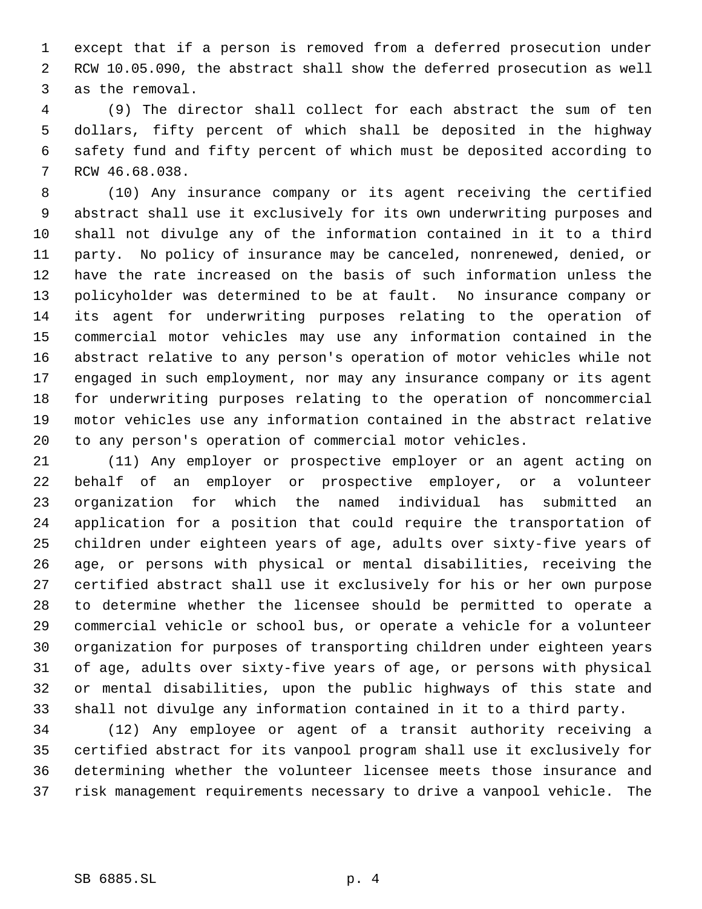except that if a person is removed from a deferred prosecution under RCW 10.05.090, the abstract shall show the deferred prosecution as well as the removal.

(9) The director shall collect for each abstract the sum of ten dollars, fifty percent of which shall be deposited in the highway safety fund and fifty percent of which must be deposited according to RCW 46.68.038.

(10) Any insurance company or its agent receiving the certified abstract shall use it exclusively for its own underwriting purposes and shall not divulge any of the information contained in it to a third party. No policy of insurance may be canceled, nonrenewed, denied, or have the rate increased on the basis of such information unless the policyholder was determined to be at fault. No insurance company or its agent for underwriting purposes relating to the operation of commercial motor vehicles may use any information contained in the abstract relative to any person's operation of motor vehicles while not engaged in such employment, nor may any insurance company or its agent for underwriting purposes relating to the operation of noncommercial motor vehicles use any information contained in the abstract relative to any person's operation of commercial motor vehicles.

(11) Any employer or prospective employer or an agent acting on behalf of an employer or prospective employer, or a volunteer organization for which the named individual has submitted an application for a position that could require the transportation of children under eighteen years of age, adults over sixty-five years of age, or persons with physical or mental disabilities, receiving the certified abstract shall use it exclusively for his or her own purpose to determine whether the licensee should be permitted to operate a commercial vehicle or school bus, or operate a vehicle for a volunteer organization for purposes of transporting children under eighteen years of age, adults over sixty-five years of age, or persons with physical or mental disabilities, upon the public highways of this state and shall not divulge any information contained in it to a third party.

(12) Any employee or agent of a transit authority receiving a certified abstract for its vanpool program shall use it exclusively for determining whether the volunteer licensee meets those insurance and risk management requirements necessary to drive a vanpool vehicle. The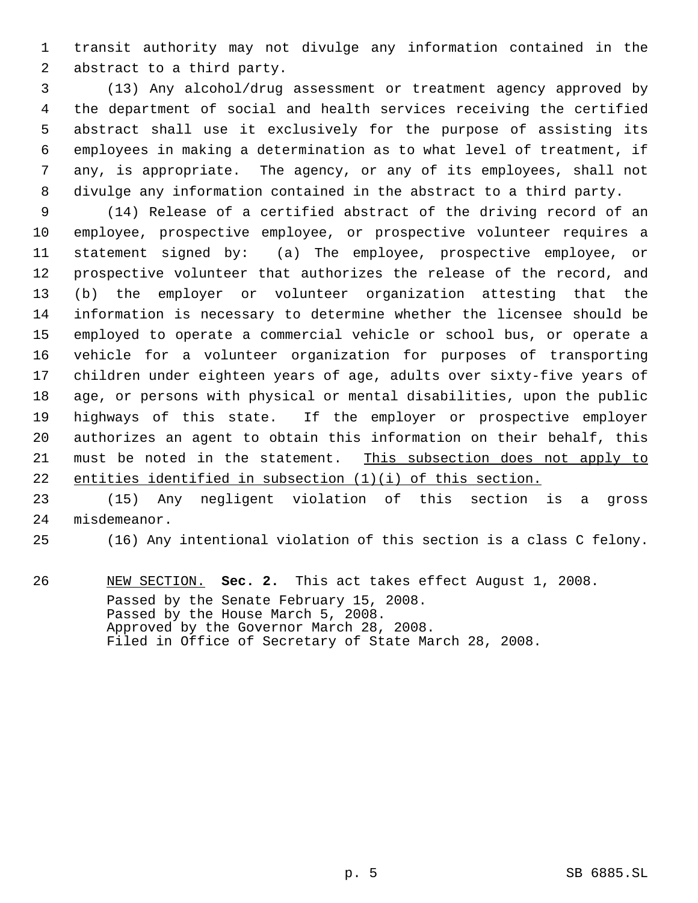transit authority may not divulge any information contained in the abstract to a third party.

(13) Any alcohol/drug assessment or treatment agency approved by the department of social and health services receiving the certified abstract shall use it exclusively for the purpose of assisting its employees in making a determination as to what level of treatment, if any, is appropriate. The agency, or any of its employees, shall not divulge any information contained in the abstract to a third party.

(14) Release of a certified abstract of the driving record of an employee, prospective employee, or prospective volunteer requires a statement signed by: (a) The employee, prospective employee, or prospective volunteer that authorizes the release of the record, and (b) the employer or volunteer organization attesting that the information is necessary to determine whether the licensee should be employed to operate a commercial vehicle or school bus, or operate a vehicle for a volunteer organization for purposes of transporting children under eighteen years of age, adults over sixty-five years of age, or persons with physical or mental disabilities, upon the public highways of this state. If the employer or prospective employer authorizes an agent to obtain this information on their behalf, this must be noted in the statement. This subsection does not apply to entities identified in subsection (1)(i) of this section.

(15) Any negligent violation of this section is a gross misdemeanor.

(16) Any intentional violation of this section is a class C felony.

NEW SECTION. **Sec. 2.** This act takes effect August 1, 2008.

Passed by the Senate February 15, 2008.
Passed by the House March 5, 2008.
Approved by the Governor March 28, 2008.
Filed in Office of Secretary of State March 28, 2008.